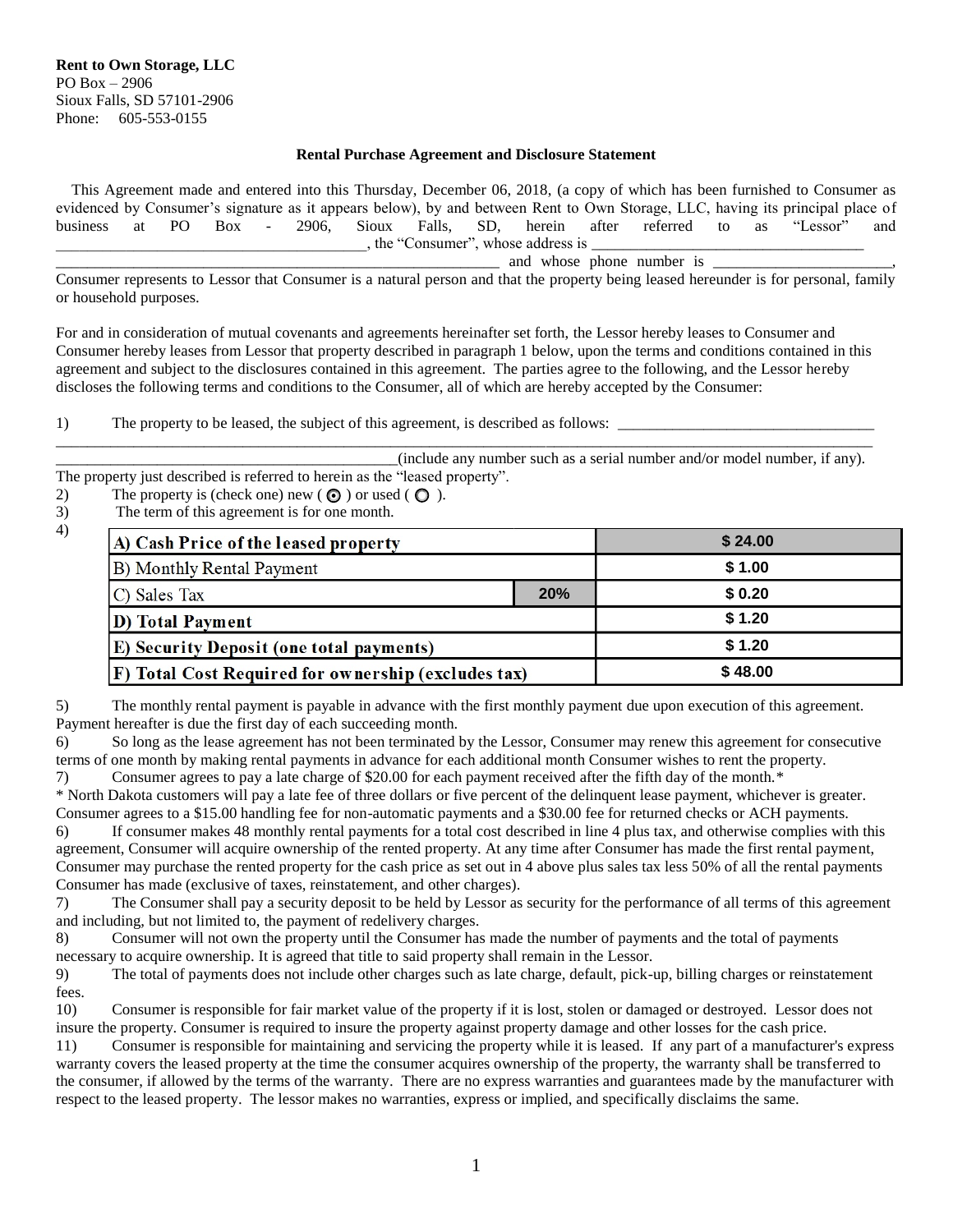**Rent to Own Storage, LLC**
PO Box – 2906
Sioux Falls, SD 57101-2906
Phone: 605-553-0155

**Rental Purchase Agreement and Disclosure Statement**

This Agreement made and entered into this Thursday, December 06, 2018, (a copy of which has been furnished to Consumer as evidenced by Consumer's signature as it appears below), by and between Rent to Own Storage, LLC, having its principal place of business at PO Box - 2906, Sioux Falls, SD, herein after referred to as "Lessor" and ________________________________________, the "Consumer", whose address is ____________________________________ _________________________________________________________ and whose phone number is _______________________, Consumer represents to Lessor that Consumer is a natural person and that the property being leased hereunder is for personal, family or household purposes.

For and in consideration of mutual covenants and agreements hereinafter set forth, the Lessor hereby leases to Consumer and Consumer hereby leases from Lessor that property described in paragraph 1 below, upon the terms and conditions contained in this agreement and subject to the disclosures contained in this agreement. The parties agree to the following, and the Lessor hereby discloses the following terms and conditions to the Consumer, all of which are hereby accepted by the Consumer:

1) The property to be leased, the subject of this agreement, is described as follows: __________________________________ ______________________________________________________________________________________________________ ______________________________________________(include any number such as a serial number and/or model number, if any). The property just described is referred to herein as the "leased property".
2) The property is (check one) new ( ◉ ) or used ( ○ ).
3) The term of this agreement is for one month.
4)

| | | |
|---|---|---|
| **A) Cash Price of the leased property** | | **$ 24.00** |
| B) Monthly Rental Payment | | **$ 1.00** |
| C) Sales Tax | **20%** | **$ 0.20** |
| **D) Total Payment** | | **$ 1.20** |
| **E) Security Deposit (one total payments)** | | **$ 1.20** |
| **F) Total Cost Required for ownership (excludes tax)** | | **$ 48.00** |

5) The monthly rental payment is payable in advance with the first monthly payment due upon execution of this agreement. Payment hereafter is due the first day of each succeeding month.
6) So long as the lease agreement has not been terminated by the Lessor, Consumer may renew this agreement for consecutive terms of one month by making rental payments in advance for each additional month Consumer wishes to rent the property.
7) Consumer agrees to pay a late charge of $20.00 for each payment received after the fifth day of the month.*
* North Dakota customers will pay a late fee of three dollars or five percent of the delinquent lease payment, whichever is greater. Consumer agrees to a $15.00 handling fee for non-automatic payments and a $30.00 fee for returned checks or ACH payments.
6) If consumer makes 48 monthly rental payments for a total cost described in line 4 plus tax, and otherwise complies with this agreement, Consumer will acquire ownership of the rented property. At any time after Consumer has made the first rental payment, Consumer may purchase the rented property for the cash price as set out in 4 above plus sales tax less 50% of all the rental payments Consumer has made (exclusive of taxes, reinstatement, and other charges).
7) The Consumer shall pay a security deposit to be held by Lessor as security for the performance of all terms of this agreement and including, but not limited to, the payment of redelivery charges.
8) Consumer will not own the property until the Consumer has made the number of payments and the total of payments necessary to acquire ownership. It is agreed that title to said property shall remain in the Lessor.
9) The total of payments does not include other charges such as late charge, default, pick-up, billing charges or reinstatement fees.
10) Consumer is responsible for fair market value of the property if it is lost, stolen or damaged or destroyed. Lessor does not insure the property. Consumer is required to insure the property against property damage and other losses for the cash price.
11) Consumer is responsible for maintaining and servicing the property while it is leased. If any part of a manufacturer's express warranty covers the leased property at the time the consumer acquires ownership of the property, the warranty shall be transferred to the consumer, if allowed by the terms of the warranty. There are no express warranties and guarantees made by the manufacturer with respect to the leased property. The lessor makes no warranties, express or implied, and specifically disclaims the same.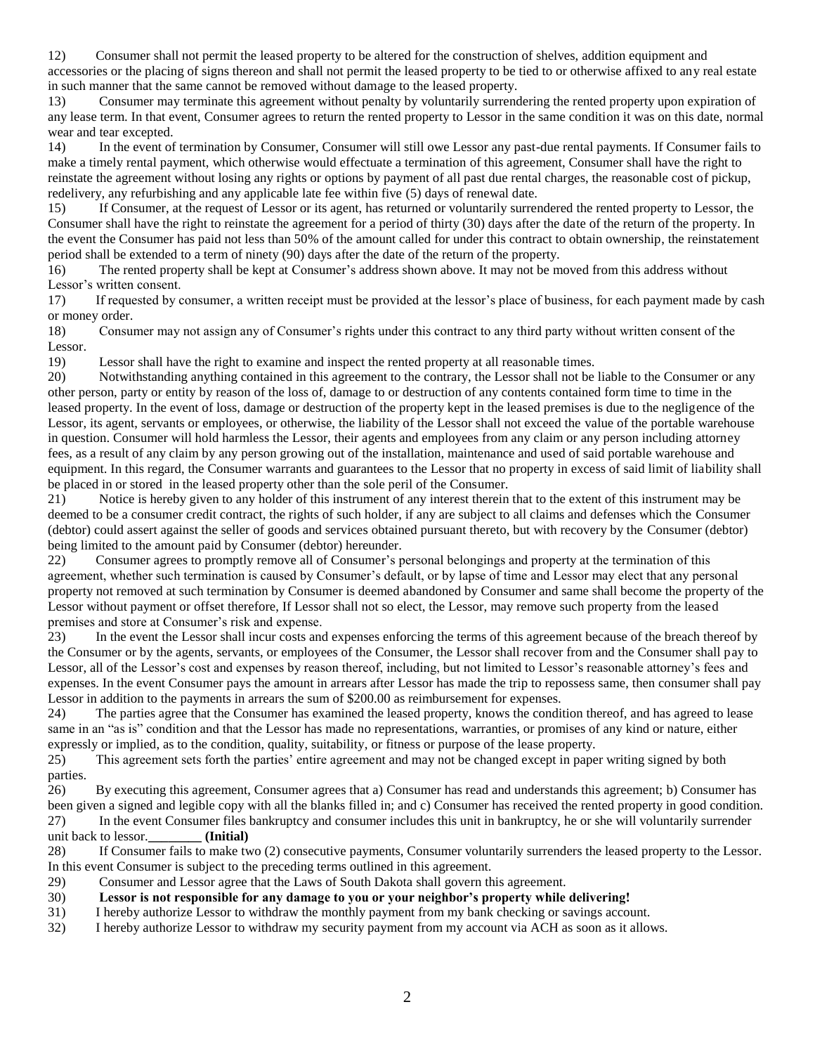12) Consumer shall not permit the leased property to be altered for the construction of shelves, addition equipment and accessories or the placing of signs thereon and shall not permit the leased property to be tied to or otherwise affixed to any real estate in such manner that the same cannot be removed without damage to the leased property.

13) Consumer may terminate this agreement without penalty by voluntarily surrendering the rented property upon expiration of any lease term. In that event, Consumer agrees to return the rented property to Lessor in the same condition it was on this date, normal wear and tear excepted.

14) In the event of termination by Consumer, Consumer will still owe Lessor any past-due rental payments. If Consumer fails to make a timely rental payment, which otherwise would effectuate a termination of this agreement, Consumer shall have the right to reinstate the agreement without losing any rights or options by payment of all past due rental charges, the reasonable cost of pickup, redelivery, any refurbishing and any applicable late fee within five (5) days of renewal date.

15) If Consumer, at the request of Lessor or its agent, has returned or voluntarily surrendered the rented property to Lessor, the Consumer shall have the right to reinstate the agreement for a period of thirty (30) days after the date of the return of the property. In the event the Consumer has paid not less than 50% of the amount called for under this contract to obtain ownership, the reinstatement period shall be extended to a term of ninety (90) days after the date of the return of the property.

16) The rented property shall be kept at Consumer's address shown above. It may not be moved from this address without Lessor's written consent.

17) If requested by consumer, a written receipt must be provided at the lessor's place of business, for each payment made by cash or money order.

18) Consumer may not assign any of Consumer's rights under this contract to any third party without written consent of the Lessor.

19) Lessor shall have the right to examine and inspect the rented property at all reasonable times.

20) Notwithstanding anything contained in this agreement to the contrary, the Lessor shall not be liable to the Consumer or any other person, party or entity by reason of the loss of, damage to or destruction of any contents contained form time to time in the leased property. In the event of loss, damage or destruction of the property kept in the leased premises is due to the negligence of the Lessor, its agent, servants or employees, or otherwise, the liability of the Lessor shall not exceed the value of the portable warehouse in question. Consumer will hold harmless the Lessor, their agents and employees from any claim or any person including attorney fees, as a result of any claim by any person growing out of the installation, maintenance and used of said portable warehouse and equipment. In this regard, the Consumer warrants and guarantees to the Lessor that no property in excess of said limit of liability shall be placed in or stored in the leased property other than the sole peril of the Consumer.

21) Notice is hereby given to any holder of this instrument of any interest therein that to the extent of this instrument may be deemed to be a consumer credit contract, the rights of such holder, if any are subject to all claims and defenses which the Consumer (debtor) could assert against the seller of goods and services obtained pursuant thereto, but with recovery by the Consumer (debtor) being limited to the amount paid by Consumer (debtor) hereunder.

22) Consumer agrees to promptly remove all of Consumer's personal belongings and property at the termination of this agreement, whether such termination is caused by Consumer's default, or by lapse of time and Lessor may elect that any personal property not removed at such termination by Consumer is deemed abandoned by Consumer and same shall become the property of the Lessor without payment or offset therefore, If Lessor shall not so elect, the Lessor, may remove such property from the leased premises and store at Consumer's risk and expense.

23) In the event the Lessor shall incur costs and expenses enforcing the terms of this agreement because of the breach thereof by the Consumer or by the agents, servants, or employees of the Consumer, the Lessor shall recover from and the Consumer shall pay to Lessor, all of the Lessor's cost and expenses by reason thereof, including, but not limited to Lessor's reasonable attorney's fees and expenses. In the event Consumer pays the amount in arrears after Lessor has made the trip to repossess same, then consumer shall pay Lessor in addition to the payments in arrears the sum of $200.00 as reimbursement for expenses.

24) The parties agree that the Consumer has examined the leased property, knows the condition thereof, and has agreed to lease same in an "as is" condition and that the Lessor has made no representations, warranties, or promises of any kind or nature, either expressly or implied, as to the condition, quality, suitability, or fitness or purpose of the lease property.

25) This agreement sets forth the parties' entire agreement and may not be changed except in paper writing signed by both parties.

26) By executing this agreement, Consumer agrees that a) Consumer has read and understands this agreement; b) Consumer has been given a signed and legible copy with all the blanks filled in; and c) Consumer has received the rented property in good condition.

27) In the event Consumer files bankruptcy and consumer includes this unit in bankruptcy, he or she will voluntarily surrender unit back to lessor.________ **(Initial)**

28) If Consumer fails to make two (2) consecutive payments, Consumer voluntarily surrenders the leased property to the Lessor. In this event Consumer is subject to the preceding terms outlined in this agreement.

29) Consumer and Lessor agree that the Laws of South Dakota shall govern this agreement.

30) **Lessor is not responsible for any damage to you or your neighbor's property while delivering!**

31) I hereby authorize Lessor to withdraw the monthly payment from my bank checking or savings account.

32) I hereby authorize Lessor to withdraw my security payment from my account via ACH as soon as it allows.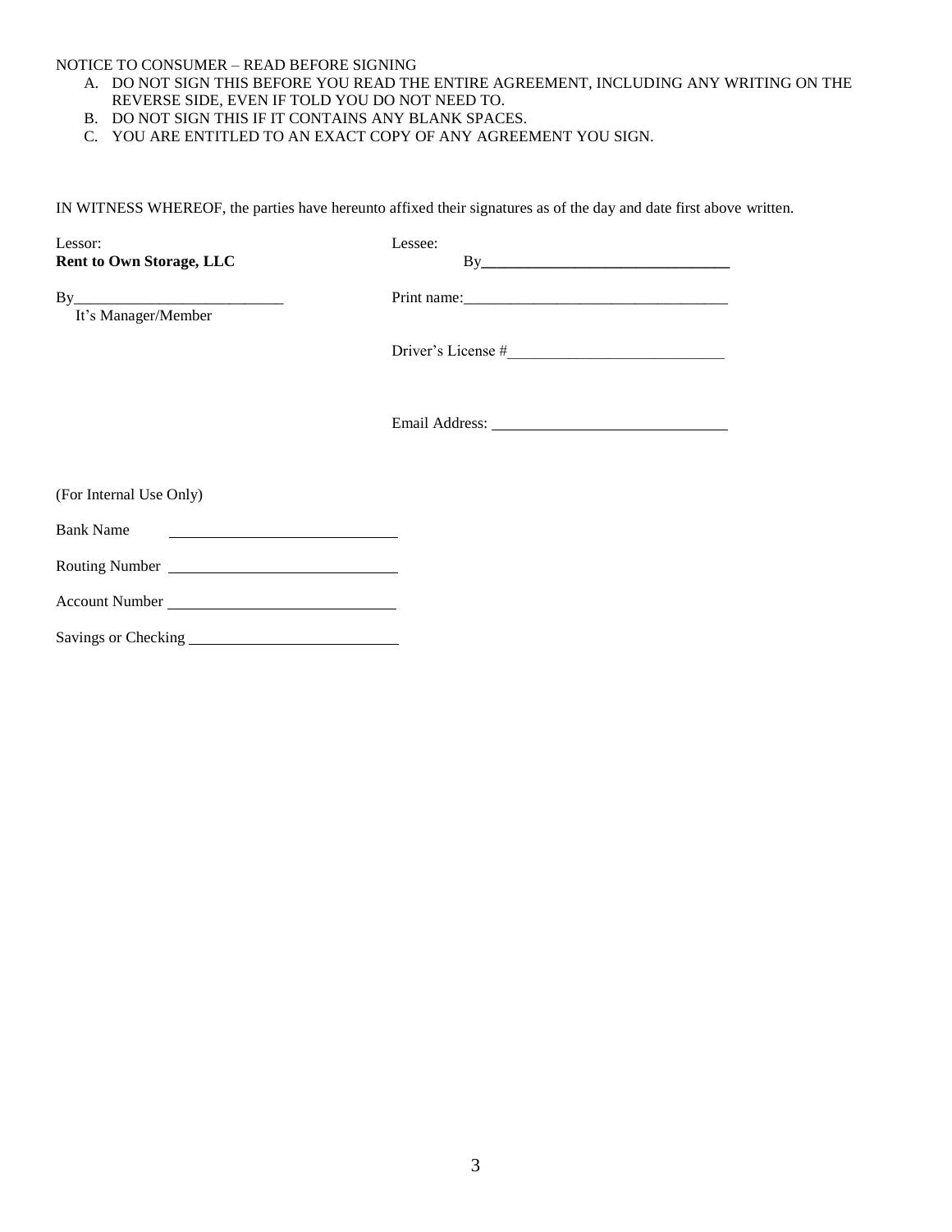NOTICE TO CONSUMER – READ BEFORE SIGNING

A. DO NOT SIGN THIS BEFORE YOU READ THE ENTIRE AGREEMENT, INCLUDING ANY WRITING ON THE REVERSE SIDE, EVEN IF TOLD YOU DO NOT NEED TO.
B. DO NOT SIGN THIS IF IT CONTAINS ANY BLANK SPACES.
C. YOU ARE ENTITLED TO AN EXACT COPY OF ANY AGREEMENT YOU SIGN.

IN WITNESS WHEREOF, the parties have hereunto affixed their signatures as of the day and date first above written.

Lessor:
**Rent to Own Storage, LLC**

By___________________________
It's Manager/Member

Lessee:
By_________________________________

Print name:__________________________________

Driver's License #____________________________

Email Address: ______________________________

(For Internal Use Only)

Bank Name ____________________________

Routing Number ____________________________

Account Number ____________________________

Savings or Checking ____________________________